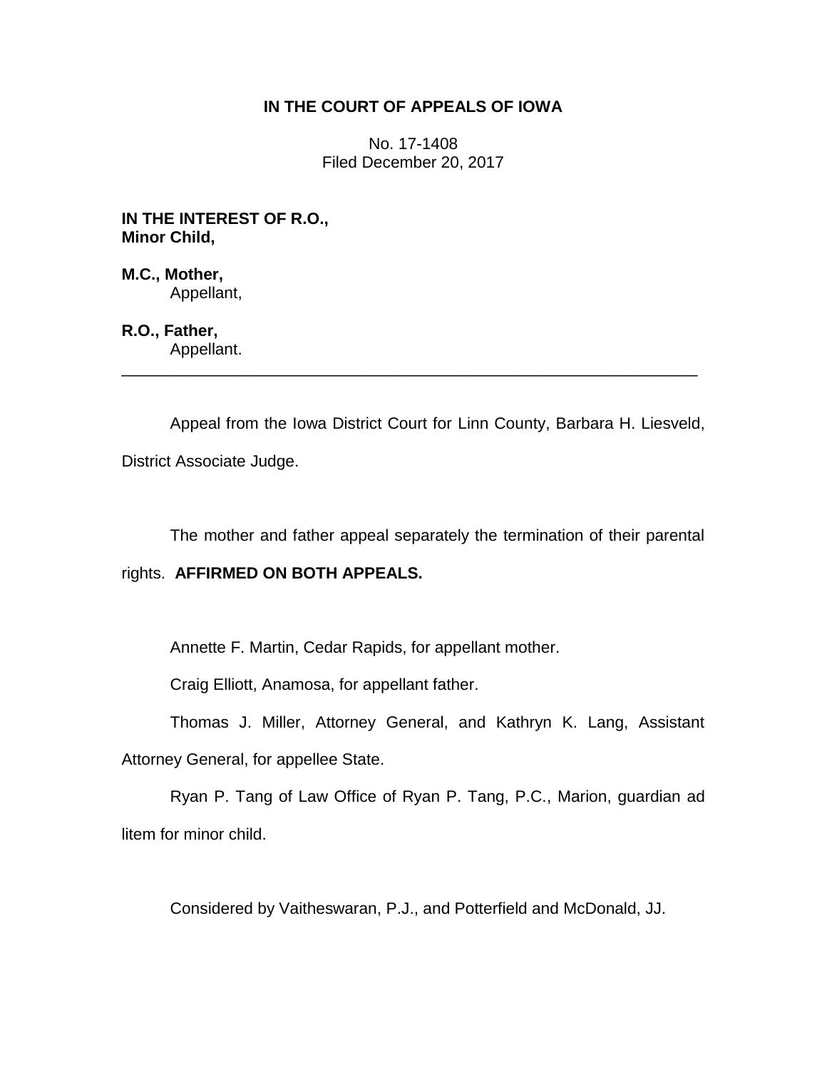**IN THE COURT OF APPEALS OF IOWA**

No. 17-1408
Filed December 20, 2017

**IN THE INTEREST OF R.O., Minor Child,**

**M.C., Mother,**
Appellant,

**R.O., Father,**
Appellant.

---

Appeal from the Iowa District Court for Linn County, Barbara H. Liesveld, District Associate Judge.

The mother and father appeal separately the termination of their parental rights. **AFFIRMED ON BOTH APPEALS.**

Annette F. Martin, Cedar Rapids, for appellant mother.

Craig Elliott, Anamosa, for appellant father.

Thomas J. Miller, Attorney General, and Kathryn K. Lang, Assistant Attorney General, for appellee State.

Ryan P. Tang of Law Office of Ryan P. Tang, P.C., Marion, guardian ad litem for minor child.

Considered by Vaitheswaran, P.J., and Potterfield and McDonald, JJ.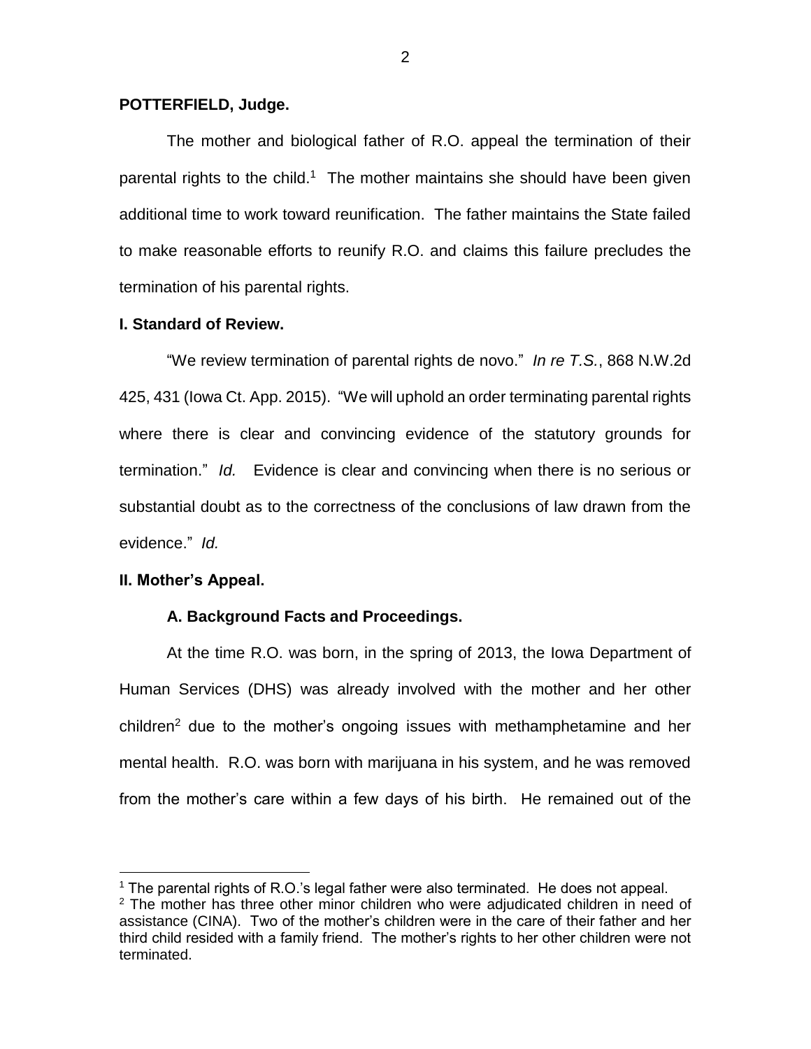**POTTERFIELD, Judge.**

The mother and biological father of R.O. appeal the termination of their parental rights to the child.[1] The mother maintains she should have been given additional time to work toward reunification. The father maintains the State failed to make reasonable efforts to reunify R.O. and claims this failure precludes the termination of his parental rights.

**I. Standard of Review.**

"We review termination of parental rights de novo." *In re T.S.*, 868 N.W.2d 425, 431 (Iowa Ct. App. 2015). "We will uphold an order terminating parental rights where there is clear and convincing evidence of the statutory grounds for termination." *Id.* Evidence is clear and convincing when there is no serious or substantial doubt as to the correctness of the conclusions of law drawn from the evidence." *Id.*

**II. Mother's Appeal.**

**A. Background Facts and Proceedings.**

At the time R.O. was born, in the spring of 2013, the Iowa Department of Human Services (DHS) was already involved with the mother and her other children[2] due to the mother's ongoing issues with methamphetamine and her mental health. R.O. was born with marijuana in his system, and he was removed from the mother's care within a few days of his birth. He remained out of the

[1] The parental rights of R.O.'s legal father were also terminated. He does not appeal.

[2] The mother has three other minor children who were adjudicated children in need of assistance (CINA). Two of the mother's children were in the care of their father and her third child resided with a family friend. The mother's rights to her other children were not terminated.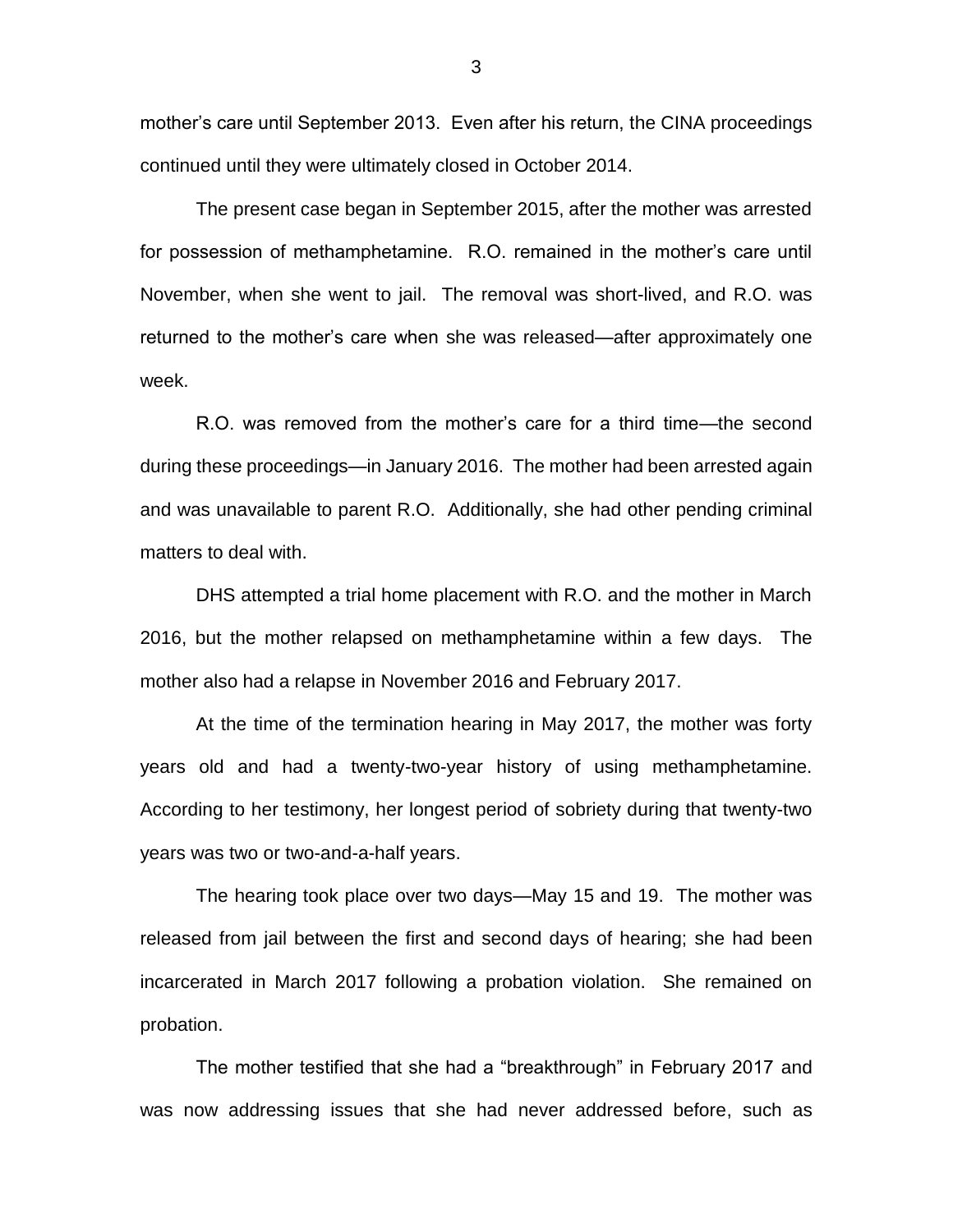mother's care until September 2013. Even after his return, the CINA proceedings continued until they were ultimately closed in October 2014.

The present case began in September 2015, after the mother was arrested for possession of methamphetamine. R.O. remained in the mother's care until November, when she went to jail. The removal was short-lived, and R.O. was returned to the mother's care when she was released—after approximately one week.

R.O. was removed from the mother's care for a third time—the second during these proceedings—in January 2016. The mother had been arrested again and was unavailable to parent R.O. Additionally, she had other pending criminal matters to deal with.

DHS attempted a trial home placement with R.O. and the mother in March 2016, but the mother relapsed on methamphetamine within a few days. The mother also had a relapse in November 2016 and February 2017.

At the time of the termination hearing in May 2017, the mother was forty years old and had a twenty-two-year history of using methamphetamine. According to her testimony, her longest period of sobriety during that twenty-two years was two or two-and-a-half years.

The hearing took place over two days—May 15 and 19. The mother was released from jail between the first and second days of hearing; she had been incarcerated in March 2017 following a probation violation. She remained on probation.

The mother testified that she had a "breakthrough" in February 2017 and was now addressing issues that she had never addressed before, such as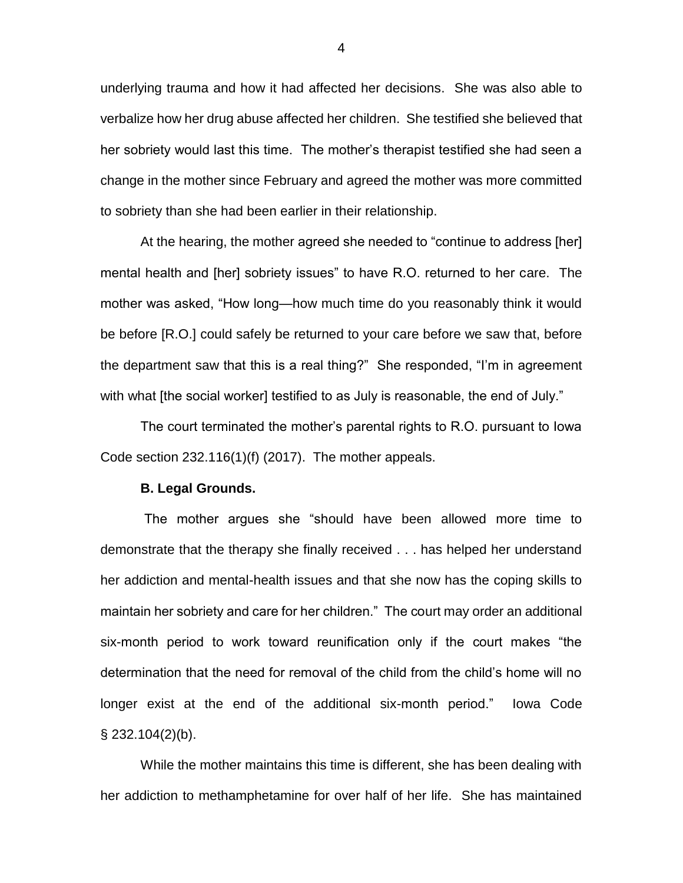underlying trauma and how it had affected her decisions. She was also able to verbalize how her drug abuse affected her children. She testified she believed that her sobriety would last this time. The mother's therapist testified she had seen a change in the mother since February and agreed the mother was more committed to sobriety than she had been earlier in their relationship.

At the hearing, the mother agreed she needed to "continue to address [her] mental health and [her] sobriety issues" to have R.O. returned to her care. The mother was asked, "How long—how much time do you reasonably think it would be before [R.O.] could safely be returned to your care before we saw that, before the department saw that this is a real thing?" She responded, "I'm in agreement with what [the social worker] testified to as July is reasonable, the end of July."

The court terminated the mother's parental rights to R.O. pursuant to Iowa Code section 232.116(1)(f) (2017). The mother appeals.

**B. Legal Grounds.**

The mother argues she "should have been allowed more time to demonstrate that the therapy she finally received . . . has helped her understand her addiction and mental-health issues and that she now has the coping skills to maintain her sobriety and care for her children." The court may order an additional six-month period to work toward reunification only if the court makes "the determination that the need for removal of the child from the child's home will no longer exist at the end of the additional six-month period." Iowa Code § 232.104(2)(b).

While the mother maintains this time is different, she has been dealing with her addiction to methamphetamine for over half of her life. She has maintained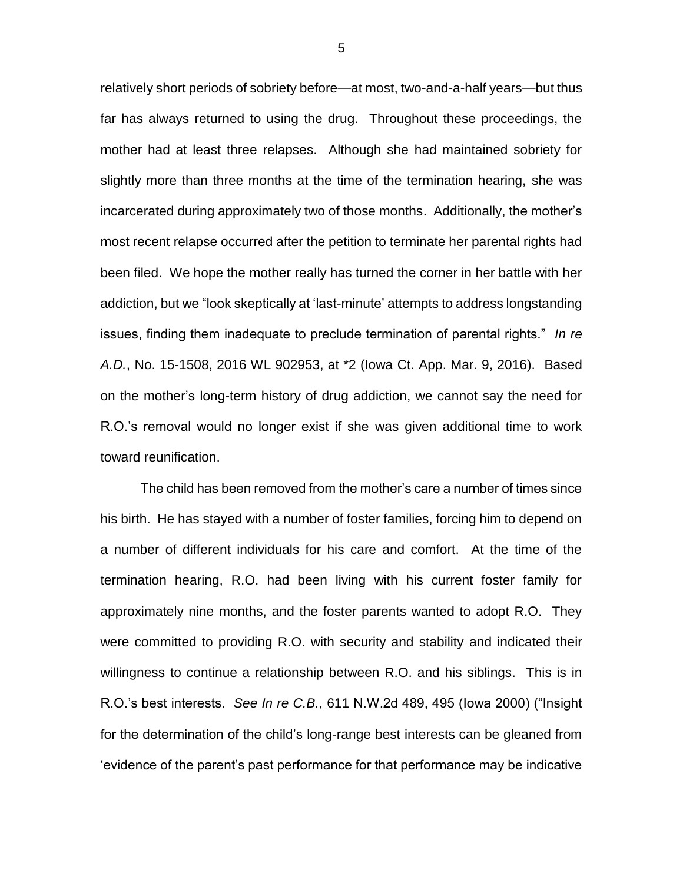relatively short periods of sobriety before—at most, two-and-a-half years—but thus far has always returned to using the drug. Throughout these proceedings, the mother had at least three relapses. Although she had maintained sobriety for slightly more than three months at the time of the termination hearing, she was incarcerated during approximately two of those months. Additionally, the mother's most recent relapse occurred after the petition to terminate her parental rights had been filed. We hope the mother really has turned the corner in her battle with her addiction, but we "look skeptically at 'last-minute' attempts to address longstanding issues, finding them inadequate to preclude termination of parental rights." *In re A.D.*, No. 15-1508, 2016 WL 902953, at *2 (Iowa Ct. App. Mar. 9, 2016). Based on the mother's long-term history of drug addiction, we cannot say the need for R.O.'s removal would no longer exist if she was given additional time to work toward reunification.

The child has been removed from the mother's care a number of times since his birth. He has stayed with a number of foster families, forcing him to depend on a number of different individuals for his care and comfort. At the time of the termination hearing, R.O. had been living with his current foster family for approximately nine months, and the foster parents wanted to adopt R.O. They were committed to providing R.O. with security and stability and indicated their willingness to continue a relationship between R.O. and his siblings. This is in R.O.'s best interests. *See In re C.B.*, 611 N.W.2d 489, 495 (Iowa 2000) ("Insight for the determination of the child's long-range best interests can be gleaned from 'evidence of the parent's past performance for that performance may be indicative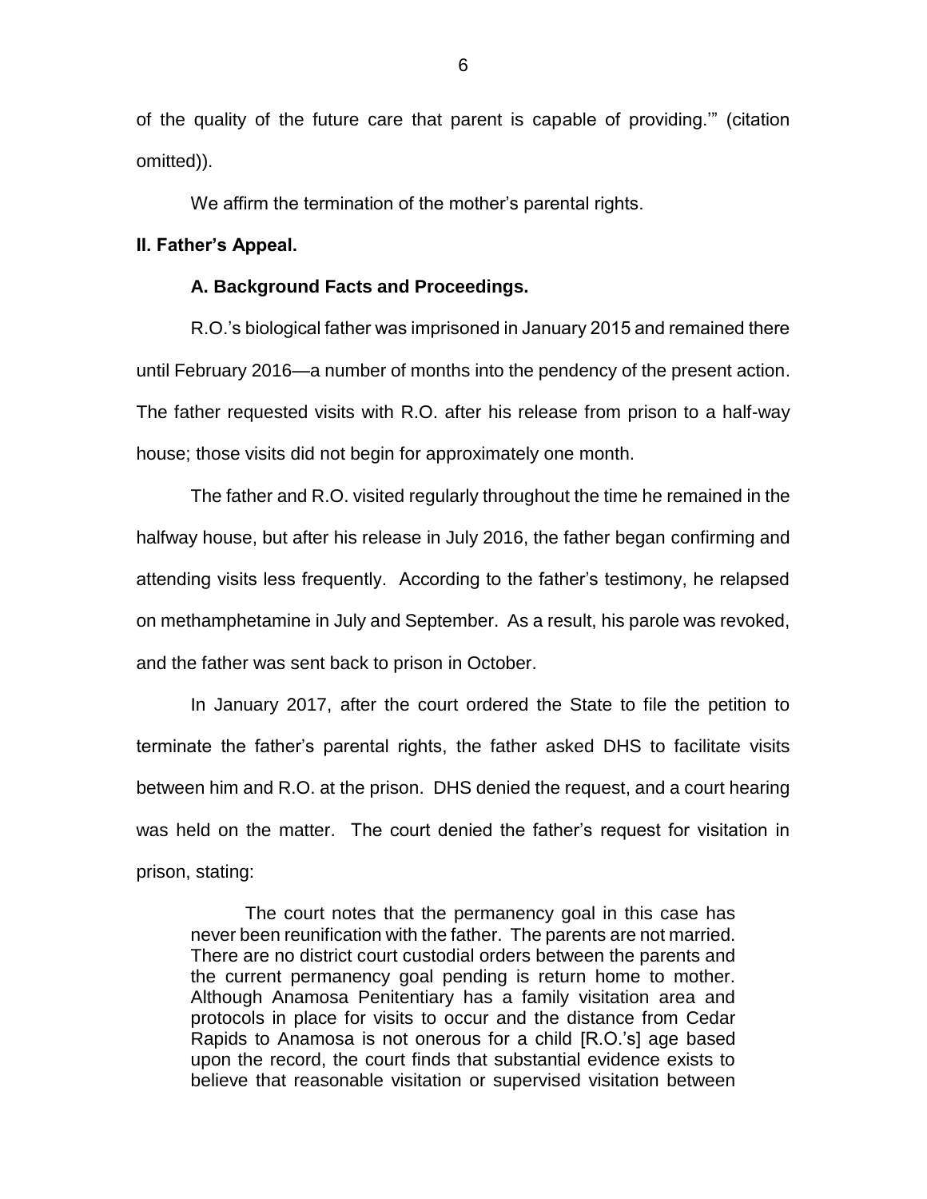of the quality of the future care that parent is capable of providing.'" (citation omitted)).

We affirm the termination of the mother's parental rights.

## II. Father's Appeal.

### A. Background Facts and Proceedings.

R.O.'s biological father was imprisoned in January 2015 and remained there until February 2016—a number of months into the pendency of the present action. The father requested visits with R.O. after his release from prison to a half-way house; those visits did not begin for approximately one month.

The father and R.O. visited regularly throughout the time he remained in the halfway house, but after his release in July 2016, the father began confirming and attending visits less frequently. According to the father's testimony, he relapsed on methamphetamine in July and September. As a result, his parole was revoked, and the father was sent back to prison in October.

In January 2017, after the court ordered the State to file the petition to terminate the father's parental rights, the father asked DHS to facilitate visits between him and R.O. at the prison. DHS denied the request, and a court hearing was held on the matter. The court denied the father's request for visitation in prison, stating:

> The court notes that the permanency goal in this case has never been reunification with the father. The parents are not married. There are no district court custodial orders between the parents and the current permanency goal pending is return home to mother. Although Anamosa Penitentiary has a family visitation area and protocols in place for visits to occur and the distance from Cedar Rapids to Anamosa is not onerous for a child [R.O.'s] age based upon the record, the court finds that substantial evidence exists to believe that reasonable visitation or supervised visitation between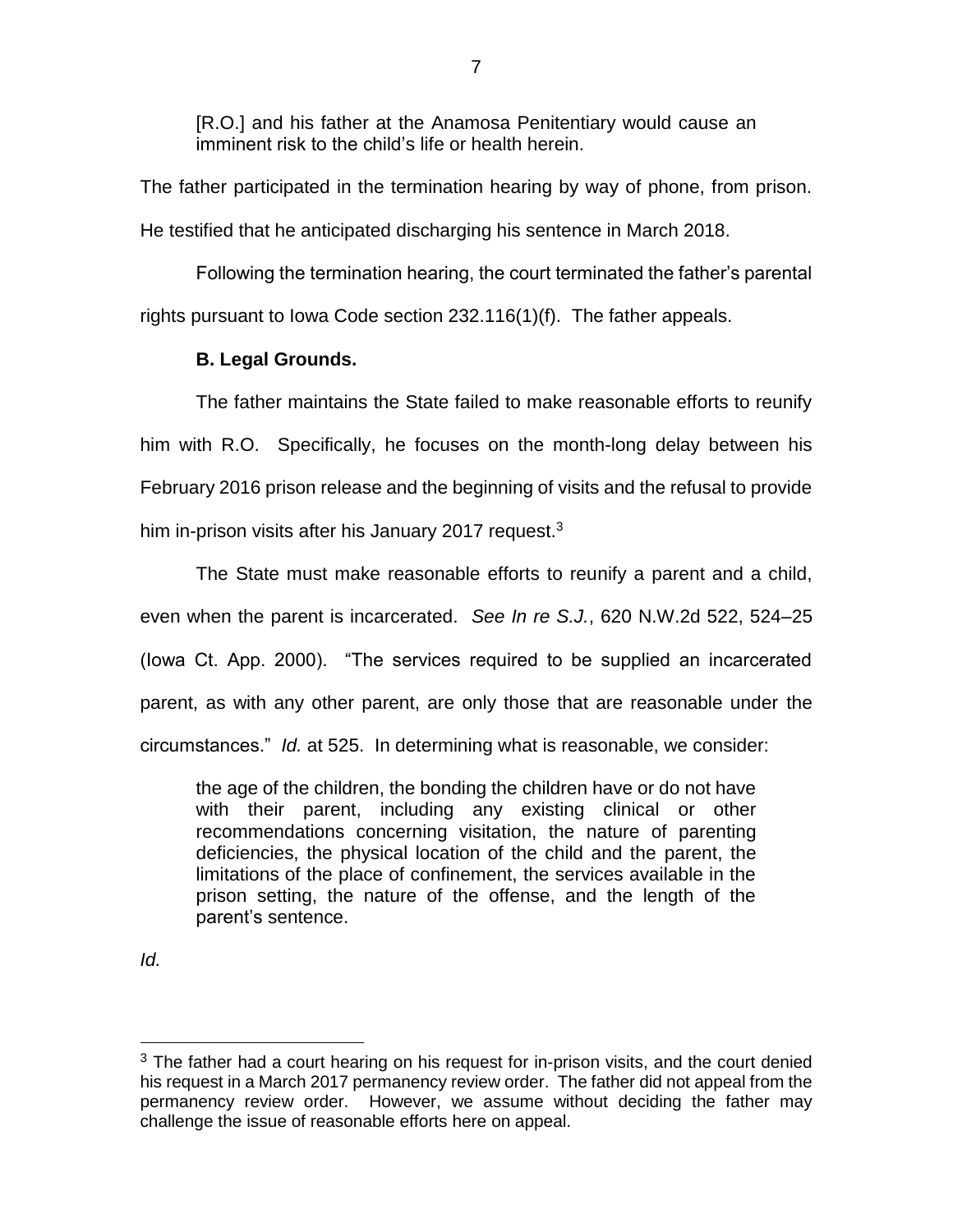[R.O.] and his father at the Anamosa Penitentiary would cause an imminent risk to the child's life or health herein.

The father participated in the termination hearing by way of phone, from prison. He testified that he anticipated discharging his sentence in March 2018.

Following the termination hearing, the court terminated the father's parental rights pursuant to Iowa Code section 232.116(1)(f). The father appeals.

**B. Legal Grounds.**

The father maintains the State failed to make reasonable efforts to reunify him with R.O. Specifically, he focuses on the month-long delay between his February 2016 prison release and the beginning of visits and the refusal to provide him in-prison visits after his January 2017 request.[3]

The State must make reasonable efforts to reunify a parent and a child, even when the parent is incarcerated. *See In re S.J.*, 620 N.W.2d 522, 524–25 (Iowa Ct. App. 2000). "The services required to be supplied an incarcerated parent, as with any other parent, are only those that are reasonable under the circumstances." *Id.* at 525. In determining what is reasonable, we consider:

> the age of the children, the bonding the children have or do not have with their parent, including any existing clinical or other recommendations concerning visitation, the nature of parenting deficiencies, the physical location of the child and the parent, the limitations of the place of confinement, the services available in the prison setting, the nature of the offense, and the length of the parent's sentence.

*Id.*

[3] The father had a court hearing on his request for in-prison visits, and the court denied his request in a March 2017 permanency review order. The father did not appeal from the permanency review order. However, we assume without deciding the father may challenge the issue of reasonable efforts here on appeal.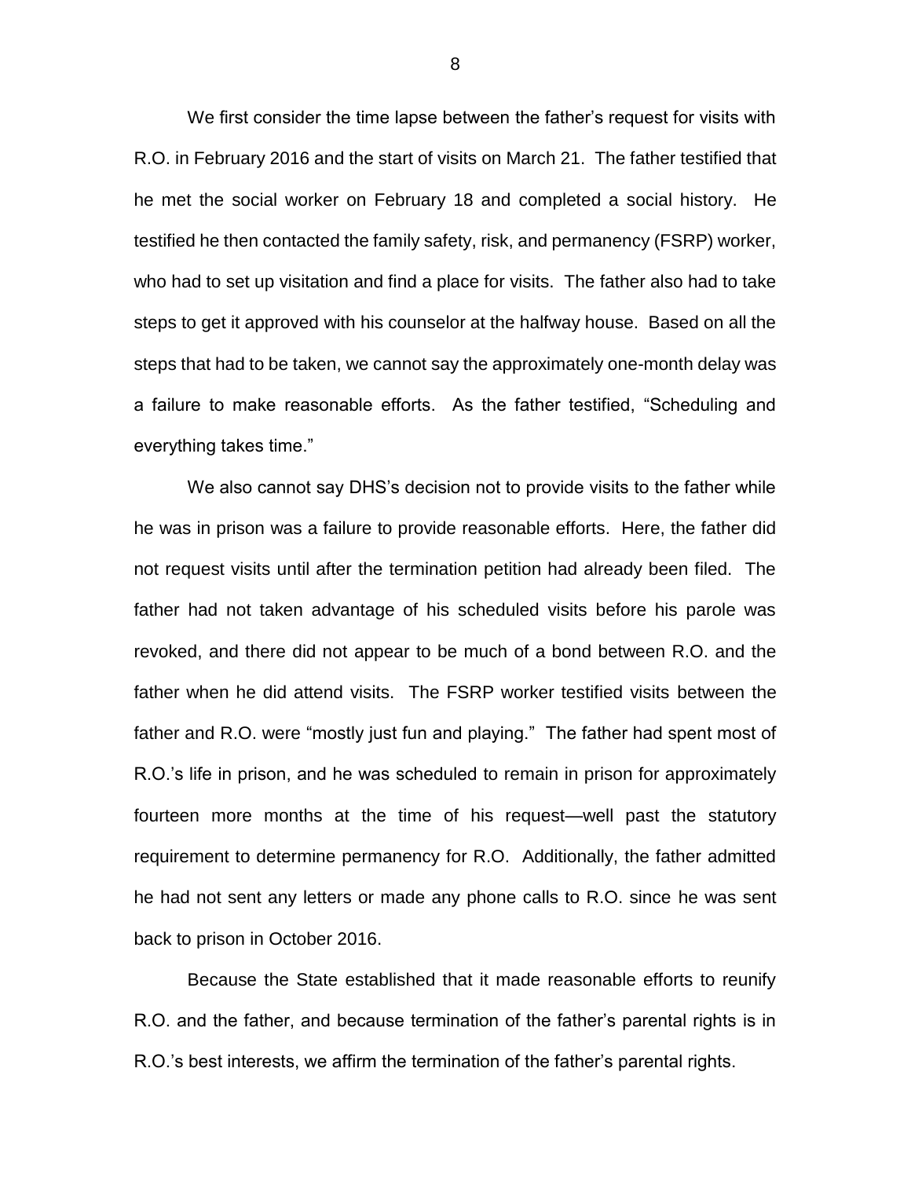We first consider the time lapse between the father's request for visits with R.O. in February 2016 and the start of visits on March 21. The father testified that he met the social worker on February 18 and completed a social history. He testified he then contacted the family safety, risk, and permanency (FSRP) worker, who had to set up visitation and find a place for visits. The father also had to take steps to get it approved with his counselor at the halfway house. Based on all the steps that had to be taken, we cannot say the approximately one-month delay was a failure to make reasonable efforts. As the father testified, "Scheduling and everything takes time."

We also cannot say DHS's decision not to provide visits to the father while he was in prison was a failure to provide reasonable efforts. Here, the father did not request visits until after the termination petition had already been filed. The father had not taken advantage of his scheduled visits before his parole was revoked, and there did not appear to be much of a bond between R.O. and the father when he did attend visits. The FSRP worker testified visits between the father and R.O. were "mostly just fun and playing." The father had spent most of R.O.'s life in prison, and he was scheduled to remain in prison for approximately fourteen more months at the time of his request—well past the statutory requirement to determine permanency for R.O. Additionally, the father admitted he had not sent any letters or made any phone calls to R.O. since he was sent back to prison in October 2016.

Because the State established that it made reasonable efforts to reunify R.O. and the father, and because termination of the father's parental rights is in R.O.'s best interests, we affirm the termination of the father's parental rights.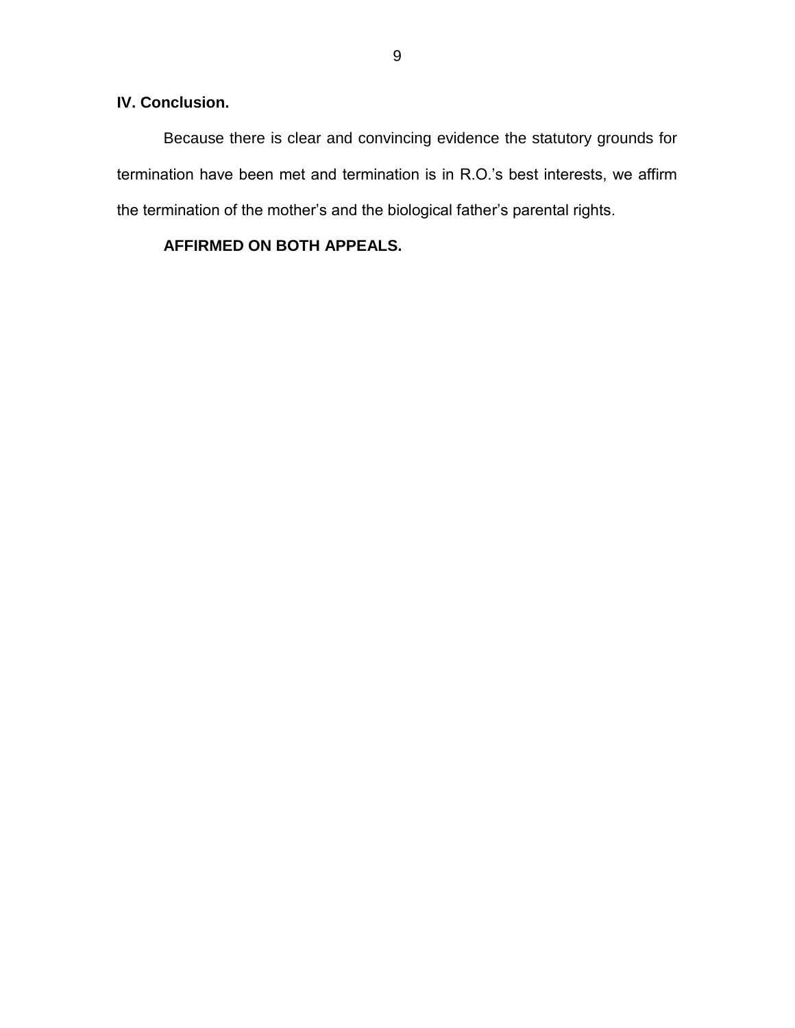**IV. Conclusion.**

Because there is clear and convincing evidence the statutory grounds for termination have been met and termination is in R.O.'s best interests, we affirm the termination of the mother's and the biological father's parental rights.

**AFFIRMED ON BOTH APPEALS.**